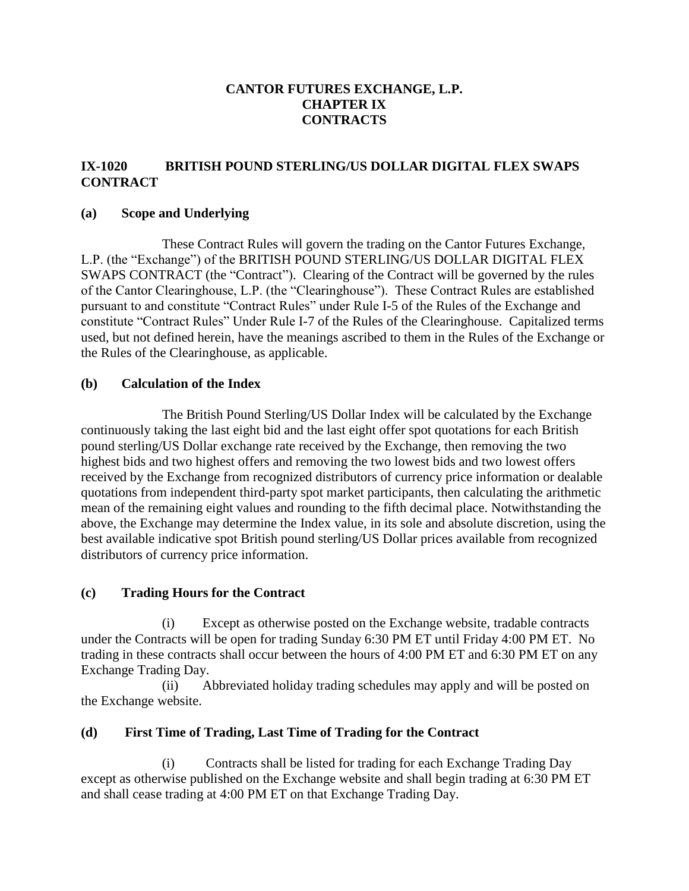# CANTOR FUTURES EXCHANGE, L.P.
# CHAPTER IX
# CONTRACTS

## IX-1020 BRITISH POUND STERLING/US DOLLAR DIGITAL FLEX SWAPS CONTRACT

### (a) Scope and Underlying

These Contract Rules will govern the trading on the Cantor Futures Exchange, L.P. (the "Exchange") of the BRITISH POUND STERLING/US DOLLAR DIGITAL FLEX SWAPS CONTRACT (the "Contract"). Clearing of the Contract will be governed by the rules of the Cantor Clearinghouse, L.P. (the "Clearinghouse"). These Contract Rules are established pursuant to and constitute "Contract Rules" under Rule I-5 of the Rules of the Exchange and constitute "Contract Rules" Under Rule I-7 of the Rules of the Clearinghouse. Capitalized terms used, but not defined herein, have the meanings ascribed to them in the Rules of the Exchange or the Rules of the Clearinghouse, as applicable.

### (b) Calculation of the Index

The British Pound Sterling/US Dollar Index will be calculated by the Exchange continuously taking the last eight bid and the last eight offer spot quotations for each British pound sterling/US Dollar exchange rate received by the Exchange, then removing the two highest bids and two highest offers and removing the two lowest bids and two lowest offers received by the Exchange from recognized distributors of currency price information or dealable quotations from independent third-party spot market participants, then calculating the arithmetic mean of the remaining eight values and rounding to the fifth decimal place. Notwithstanding the above, the Exchange may determine the Index value, in its sole and absolute discretion, using the best available indicative spot British pound sterling/US Dollar prices available from recognized distributors of currency price information.

### (c) Trading Hours for the Contract

(i) Except as otherwise posted on the Exchange website, tradable contracts under the Contracts will be open for trading Sunday 6:30 PM ET until Friday 4:00 PM ET. No trading in these contracts shall occur between the hours of 4:00 PM ET and 6:30 PM ET on any Exchange Trading Day.

(ii) Abbreviated holiday trading schedules may apply and will be posted on the Exchange website.

### (d) First Time of Trading, Last Time of Trading for the Contract

(i) Contracts shall be listed for trading for each Exchange Trading Day except as otherwise published on the Exchange website and shall begin trading at 6:30 PM ET and shall cease trading at 4:00 PM ET on that Exchange Trading Day.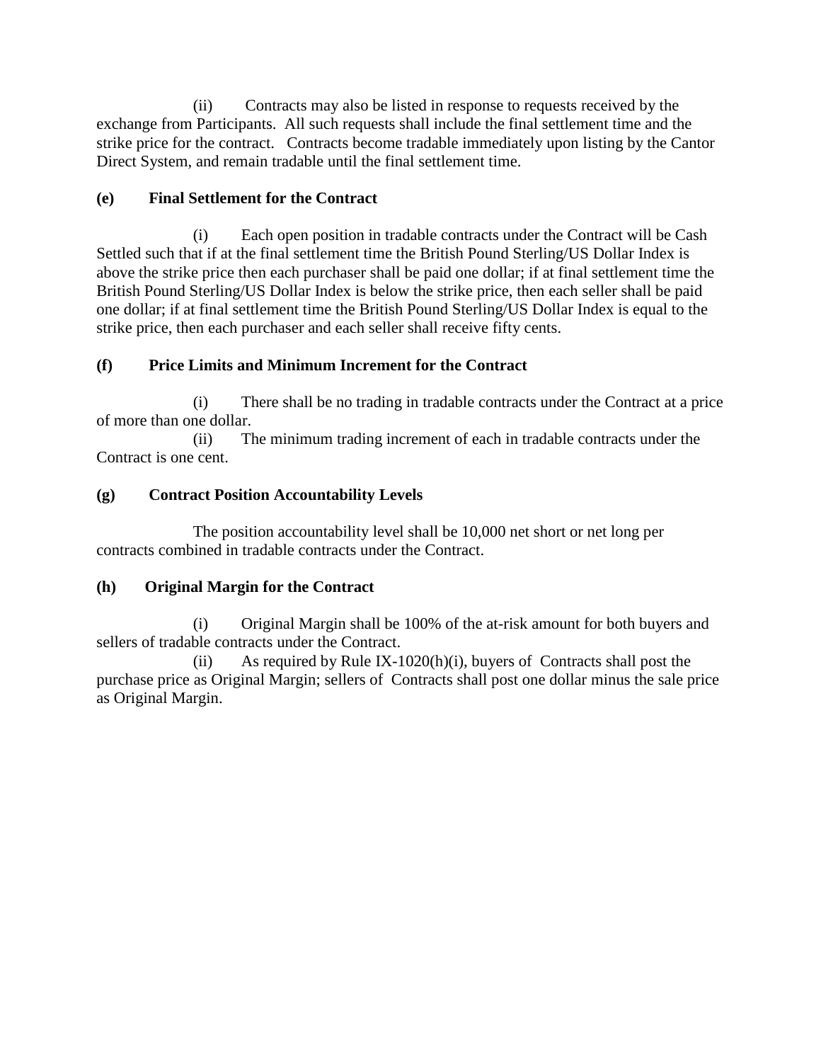(ii) Contracts may also be listed in response to requests received by the exchange from Participants. All such requests shall include the final settlement time and the strike price for the contract. Contracts become tradable immediately upon listing by the Cantor Direct System, and remain tradable until the final settlement time.

**(e) Final Settlement for the Contract**

(i) Each open position in tradable contracts under the Contract will be Cash Settled such that if at the final settlement time the British Pound Sterling/US Dollar Index is above the strike price then each purchaser shall be paid one dollar; if at final settlement time the British Pound Sterling/US Dollar Index is below the strike price, then each seller shall be paid one dollar; if at final settlement time the British Pound Sterling/US Dollar Index is equal to the strike price, then each purchaser and each seller shall receive fifty cents.

**(f) Price Limits and Minimum Increment for the Contract**

(i) There shall be no trading in tradable contracts under the Contract at a price of more than one dollar.

(ii) The minimum trading increment of each in tradable contracts under the Contract is one cent.

**(g) Contract Position Accountability Levels**

The position accountability level shall be 10,000 net short or net long per contracts combined in tradable contracts under the Contract.

**(h) Original Margin for the Contract**

(i) Original Margin shall be 100% of the at-risk amount for both buyers and sellers of tradable contracts under the Contract.

(ii) As required by Rule IX-1020(h)(i), buyers of Contracts shall post the purchase price as Original Margin; sellers of Contracts shall post one dollar minus the sale price as Original Margin.